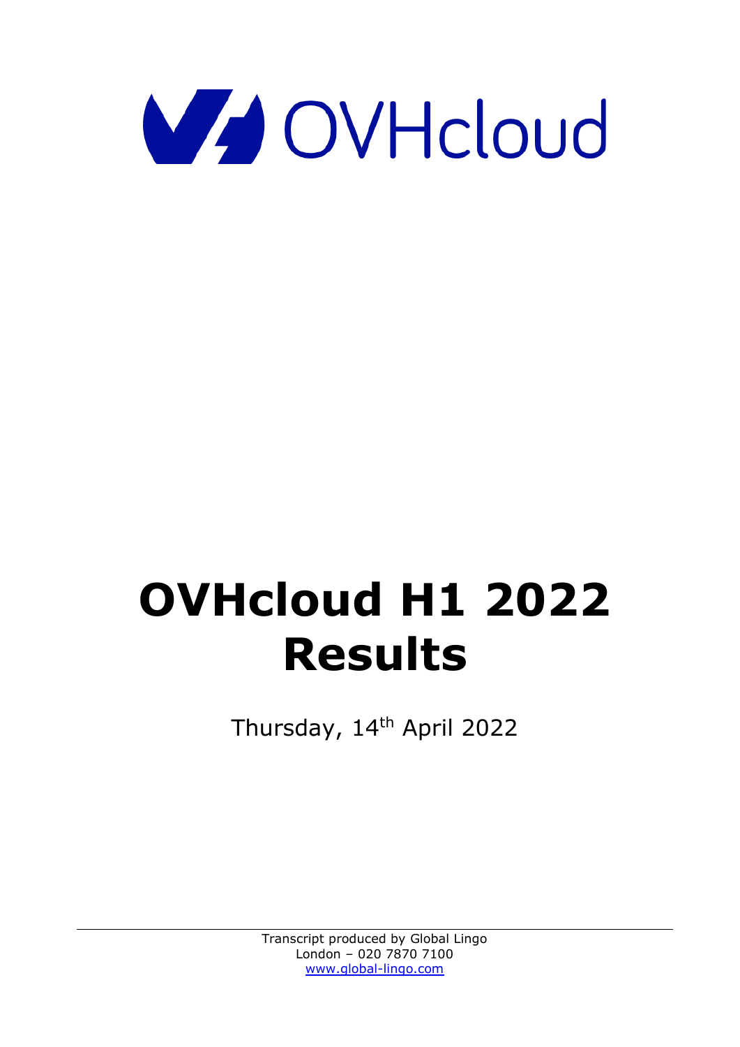OVHcloud

# OVHcloud H1 2022 Results

Thursday, 14th April 2022

Transcript produced by Global Lingo
London – 020 7870 7100
www.global-lingo.com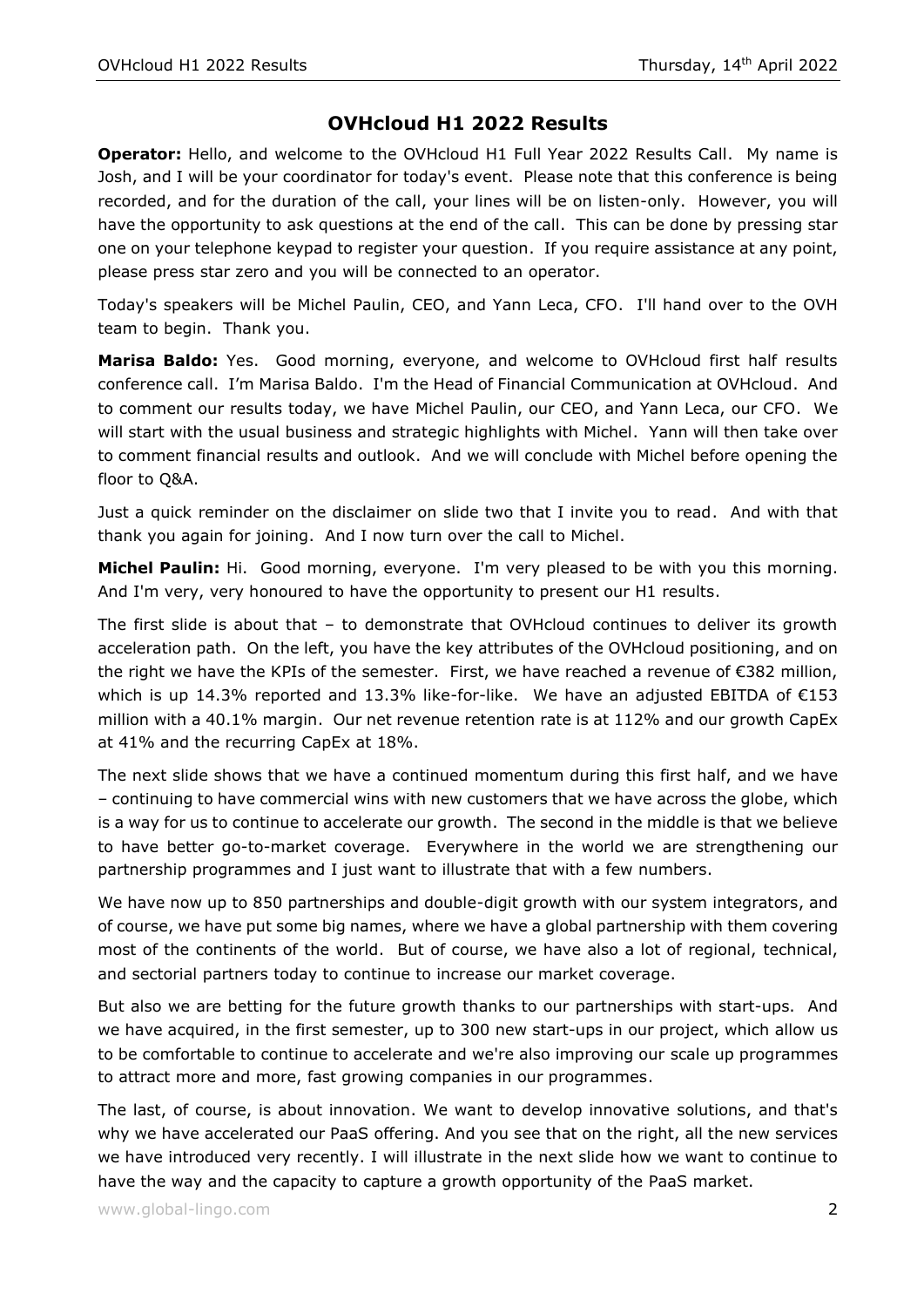# OVHcloud H1 2022 Results

**Operator:** Hello, and welcome to the OVHcloud H1 Full Year 2022 Results Call. My name is Josh, and I will be your coordinator for today's event. Please note that this conference is being recorded, and for the duration of the call, your lines will be on listen-only. However, you will have the opportunity to ask questions at the end of the call. This can be done by pressing star one on your telephone keypad to register your question. If you require assistance at any point, please press star zero and you will be connected to an operator.

Today's speakers will be Michel Paulin, CEO, and Yann Leca, CFO. I'll hand over to the OVH team to begin. Thank you.

**Marisa Baldo:** Yes. Good morning, everyone, and welcome to OVHcloud first half results conference call. I'm Marisa Baldo. I'm the Head of Financial Communication at OVHcloud. And to comment our results today, we have Michel Paulin, our CEO, and Yann Leca, our CFO. We will start with the usual business and strategic highlights with Michel. Yann will then take over to comment financial results and outlook. And we will conclude with Michel before opening the floor to Q&A.

Just a quick reminder on the disclaimer on slide two that I invite you to read. And with that thank you again for joining. And I now turn over the call to Michel.

**Michel Paulin:** Hi. Good morning, everyone. I'm very pleased to be with you this morning. And I'm very, very honoured to have the opportunity to present our H1 results.

The first slide is about that – to demonstrate that OVHcloud continues to deliver its growth acceleration path. On the left, you have the key attributes of the OVHcloud positioning, and on the right we have the KPIs of the semester. First, we have reached a revenue of €382 million, which is up 14.3% reported and 13.3% like-for-like. We have an adjusted EBITDA of €153 million with a 40.1% margin. Our net revenue retention rate is at 112% and our growth CapEx at 41% and the recurring CapEx at 18%.

The next slide shows that we have a continued momentum during this first half, and we have – continuing to have commercial wins with new customers that we have across the globe, which is a way for us to continue to accelerate our growth. The second in the middle is that we believe to have better go-to-market coverage. Everywhere in the world we are strengthening our partnership programmes and I just want to illustrate that with a few numbers.

We have now up to 850 partnerships and double-digit growth with our system integrators, and of course, we have put some big names, where we have a global partnership with them covering most of the continents of the world. But of course, we have also a lot of regional, technical, and sectorial partners today to continue to increase our market coverage.

But also we are betting for the future growth thanks to our partnerships with start-ups. And we have acquired, in the first semester, up to 300 new start-ups in our project, which allow us to be comfortable to continue to accelerate and we're also improving our scale up programmes to attract more and more, fast growing companies in our programmes.

The last, of course, is about innovation. We want to develop innovative solutions, and that's why we have accelerated our PaaS offering. And you see that on the right, all the new services we have introduced very recently. I will illustrate in the next slide how we want to continue to have the way and the capacity to capture a growth opportunity of the PaaS market.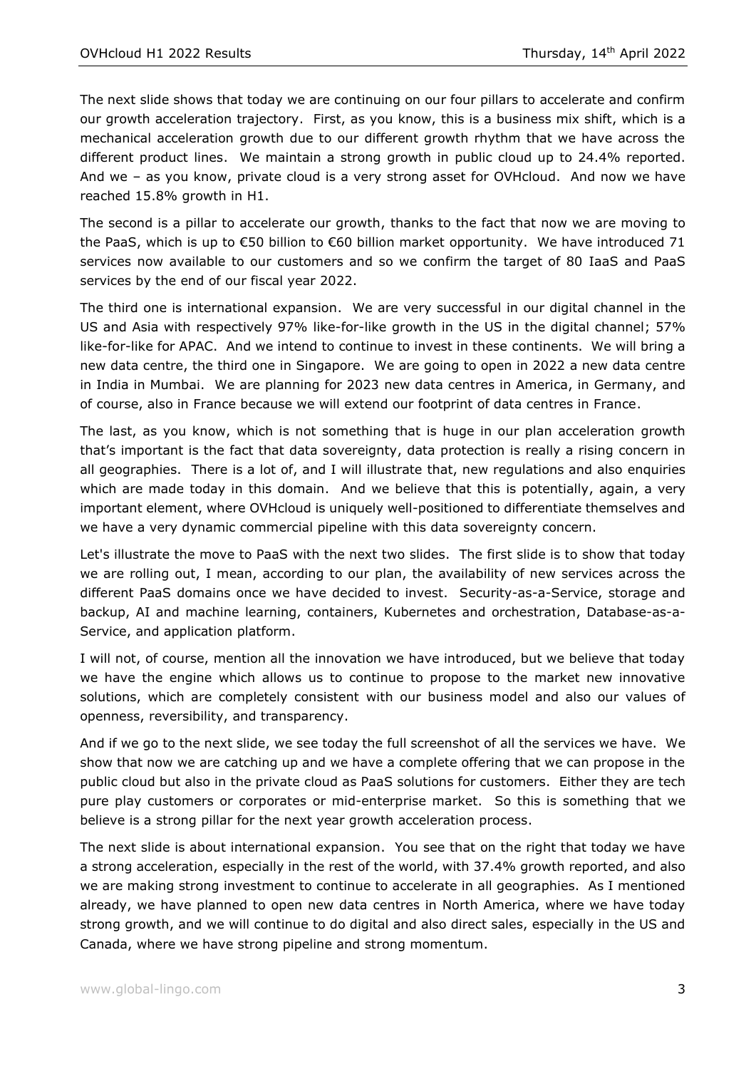The next slide shows that today we are continuing on our four pillars to accelerate and confirm our growth acceleration trajectory. First, as you know, this is a business mix shift, which is a mechanical acceleration growth due to our different growth rhythm that we have across the different product lines. We maintain a strong growth in public cloud up to 24.4% reported. And we – as you know, private cloud is a very strong asset for OVHcloud. And now we have reached 15.8% growth in H1.

The second is a pillar to accelerate our growth, thanks to the fact that now we are moving to the PaaS, which is up to €50 billion to €60 billion market opportunity. We have introduced 71 services now available to our customers and so we confirm the target of 80 IaaS and PaaS services by the end of our fiscal year 2022.

The third one is international expansion. We are very successful in our digital channel in the US and Asia with respectively 97% like-for-like growth in the US in the digital channel; 57% like-for-like for APAC. And we intend to continue to invest in these continents. We will bring a new data centre, the third one in Singapore. We are going to open in 2022 a new data centre in India in Mumbai. We are planning for 2023 new data centres in America, in Germany, and of course, also in France because we will extend our footprint of data centres in France.

The last, as you know, which is not something that is huge in our plan acceleration growth that's important is the fact that data sovereignty, data protection is really a rising concern in all geographies. There is a lot of, and I will illustrate that, new regulations and also enquiries which are made today in this domain. And we believe that this is potentially, again, a very important element, where OVHcloud is uniquely well-positioned to differentiate themselves and we have a very dynamic commercial pipeline with this data sovereignty concern.

Let's illustrate the move to PaaS with the next two slides. The first slide is to show that today we are rolling out, I mean, according to our plan, the availability of new services across the different PaaS domains once we have decided to invest. Security-as-a-Service, storage and backup, AI and machine learning, containers, Kubernetes and orchestration, Database-as-a-Service, and application platform.

I will not, of course, mention all the innovation we have introduced, but we believe that today we have the engine which allows us to continue to propose to the market new innovative solutions, which are completely consistent with our business model and also our values of openness, reversibility, and transparency.

And if we go to the next slide, we see today the full screenshot of all the services we have. We show that now we are catching up and we have a complete offering that we can propose in the public cloud but also in the private cloud as PaaS solutions for customers. Either they are tech pure play customers or corporates or mid-enterprise market. So this is something that we believe is a strong pillar for the next year growth acceleration process.

The next slide is about international expansion. You see that on the right that today we have a strong acceleration, especially in the rest of the world, with 37.4% growth reported, and also we are making strong investment to continue to accelerate in all geographies. As I mentioned already, we have planned to open new data centres in North America, where we have today strong growth, and we will continue to do digital and also direct sales, especially in the US and Canada, where we have strong pipeline and strong momentum.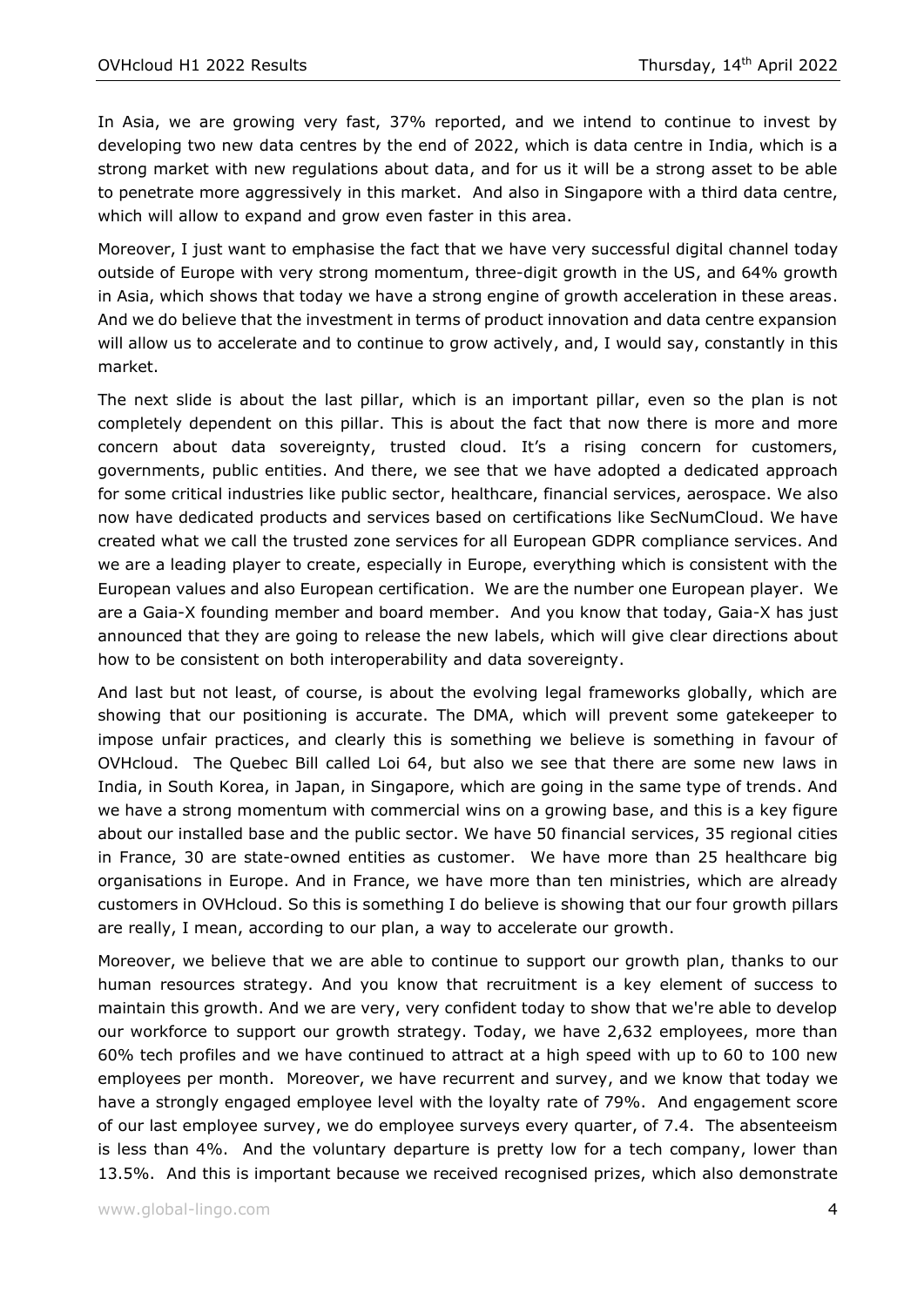In Asia, we are growing very fast, 37% reported, and we intend to continue to invest by developing two new data centres by the end of 2022, which is data centre in India, which is a strong market with new regulations about data, and for us it will be a strong asset to be able to penetrate more aggressively in this market. And also in Singapore with a third data centre, which will allow to expand and grow even faster in this area.

Moreover, I just want to emphasise the fact that we have very successful digital channel today outside of Europe with very strong momentum, three-digit growth in the US, and 64% growth in Asia, which shows that today we have a strong engine of growth acceleration in these areas. And we do believe that the investment in terms of product innovation and data centre expansion will allow us to accelerate and to continue to grow actively, and, I would say, constantly in this market.

The next slide is about the last pillar, which is an important pillar, even so the plan is not completely dependent on this pillar. This is about the fact that now there is more and more concern about data sovereignty, trusted cloud. It's a rising concern for customers, governments, public entities. And there, we see that we have adopted a dedicated approach for some critical industries like public sector, healthcare, financial services, aerospace. We also now have dedicated products and services based on certifications like SecNumCloud. We have created what we call the trusted zone services for all European GDPR compliance services. And we are a leading player to create, especially in Europe, everything which is consistent with the European values and also European certification. We are the number one European player. We are a Gaia-X founding member and board member. And you know that today, Gaia-X has just announced that they are going to release the new labels, which will give clear directions about how to be consistent on both interoperability and data sovereignty.

And last but not least, of course, is about the evolving legal frameworks globally, which are showing that our positioning is accurate. The DMA, which will prevent some gatekeeper to impose unfair practices, and clearly this is something we believe is something in favour of OVHcloud. The Quebec Bill called Loi 64, but also we see that there are some new laws in India, in South Korea, in Japan, in Singapore, which are going in the same type of trends. And we have a strong momentum with commercial wins on a growing base, and this is a key figure about our installed base and the public sector. We have 50 financial services, 35 regional cities in France, 30 are state-owned entities as customer. We have more than 25 healthcare big organisations in Europe. And in France, we have more than ten ministries, which are already customers in OVHcloud. So this is something I do believe is showing that our four growth pillars are really, I mean, according to our plan, a way to accelerate our growth.

Moreover, we believe that we are able to continue to support our growth plan, thanks to our human resources strategy. And you know that recruitment is a key element of success to maintain this growth. And we are very, very confident today to show that we're able to develop our workforce to support our growth strategy. Today, we have 2,632 employees, more than 60% tech profiles and we have continued to attract at a high speed with up to 60 to 100 new employees per month. Moreover, we have recurrent and survey, and we know that today we have a strongly engaged employee level with the loyalty rate of 79%. And engagement score of our last employee survey, we do employee surveys every quarter, of 7.4. The absenteeism is less than 4%. And the voluntary departure is pretty low for a tech company, lower than 13.5%. And this is important because we received recognised prizes, which also demonstrate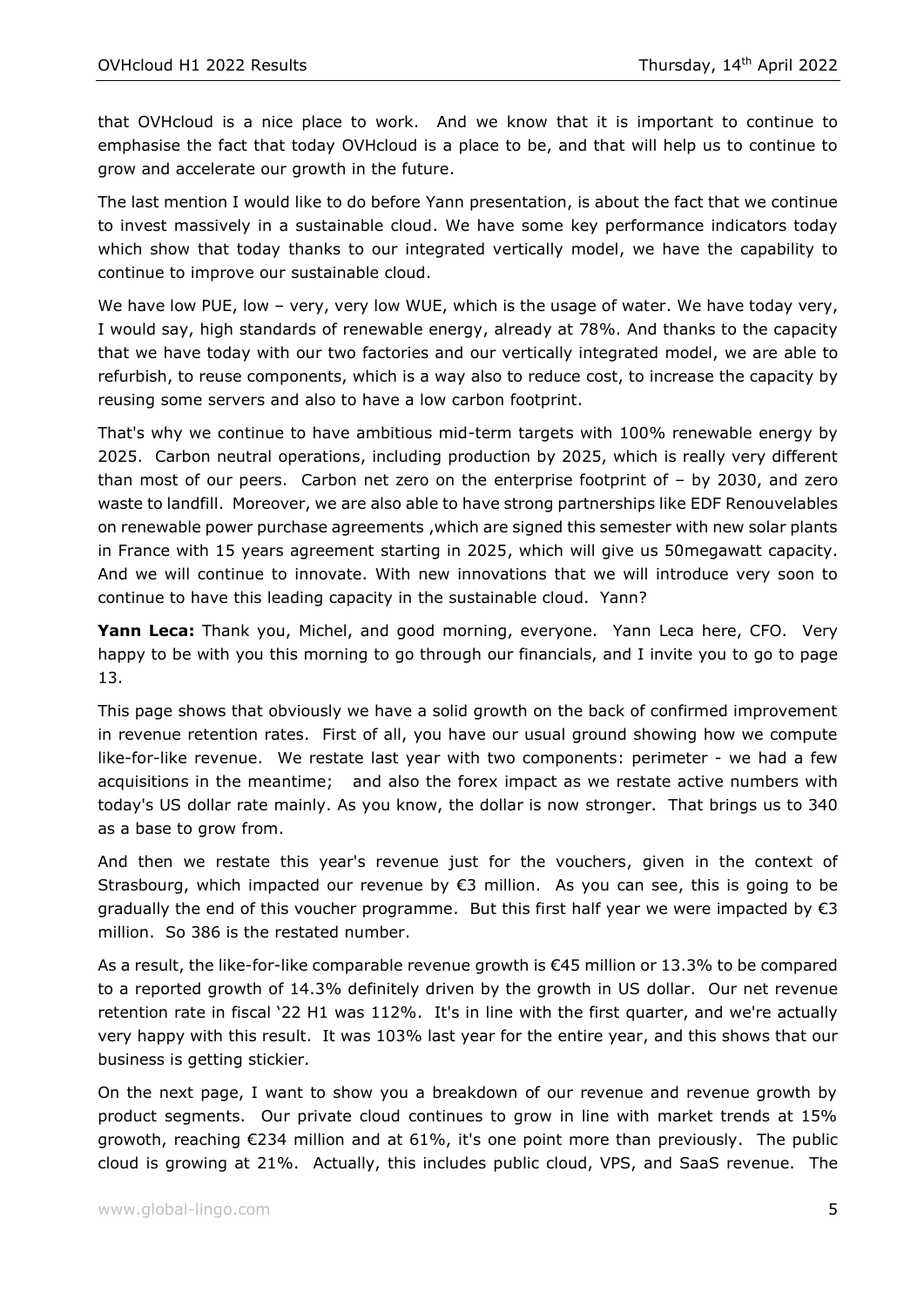that OVHcloud is a nice place to work. And we know that it is important to continue to emphasise the fact that today OVHcloud is a place to be, and that will help us to continue to grow and accelerate our growth in the future.

The last mention I would like to do before Yann presentation, is about the fact that we continue to invest massively in a sustainable cloud. We have some key performance indicators today which show that today thanks to our integrated vertically model, we have the capability to continue to improve our sustainable cloud.

We have low PUE, low – very, very low WUE, which is the usage of water. We have today very, I would say, high standards of renewable energy, already at 78%. And thanks to the capacity that we have today with our two factories and our vertically integrated model, we are able to refurbish, to reuse components, which is a way also to reduce cost, to increase the capacity by reusing some servers and also to have a low carbon footprint.

That's why we continue to have ambitious mid-term targets with 100% renewable energy by 2025. Carbon neutral operations, including production by 2025, which is really very different than most of our peers. Carbon net zero on the enterprise footprint of – by 2030, and zero waste to landfill. Moreover, we are also able to have strong partnerships like EDF Renouvelables on renewable power purchase agreements ,which are signed this semester with new solar plants in France with 15 years agreement starting in 2025, which will give us 50megawatt capacity. And we will continue to innovate. With new innovations that we will introduce very soon to continue to have this leading capacity in the sustainable cloud. Yann?

**Yann Leca:** Thank you, Michel, and good morning, everyone. Yann Leca here, CFO. Very happy to be with you this morning to go through our financials, and I invite you to go to page 13.

This page shows that obviously we have a solid growth on the back of confirmed improvement in revenue retention rates. First of all, you have our usual ground showing how we compute like-for-like revenue. We restate last year with two components: perimeter - we had a few acquisitions in the meantime; and also the forex impact as we restate active numbers with today's US dollar rate mainly. As you know, the dollar is now stronger. That brings us to 340 as a base to grow from.

And then we restate this year's revenue just for the vouchers, given in the context of Strasbourg, which impacted our revenue by €3 million. As you can see, this is going to be gradually the end of this voucher programme. But this first half year we were impacted by €3 million. So 386 is the restated number.

As a result, the like-for-like comparable revenue growth is €45 million or 13.3% to be compared to a reported growth of 14.3% definitely driven by the growth in US dollar. Our net revenue retention rate in fiscal '22 H1 was 112%. It's in line with the first quarter, and we're actually very happy with this result. It was 103% last year for the entire year, and this shows that our business is getting stickier.

On the next page, I want to show you a breakdown of our revenue and revenue growth by product segments. Our private cloud continues to grow in line with market trends at 15% growoth, reaching €234 million and at 61%, it's one point more than previously. The public cloud is growing at 21%. Actually, this includes public cloud, VPS, and SaaS revenue. The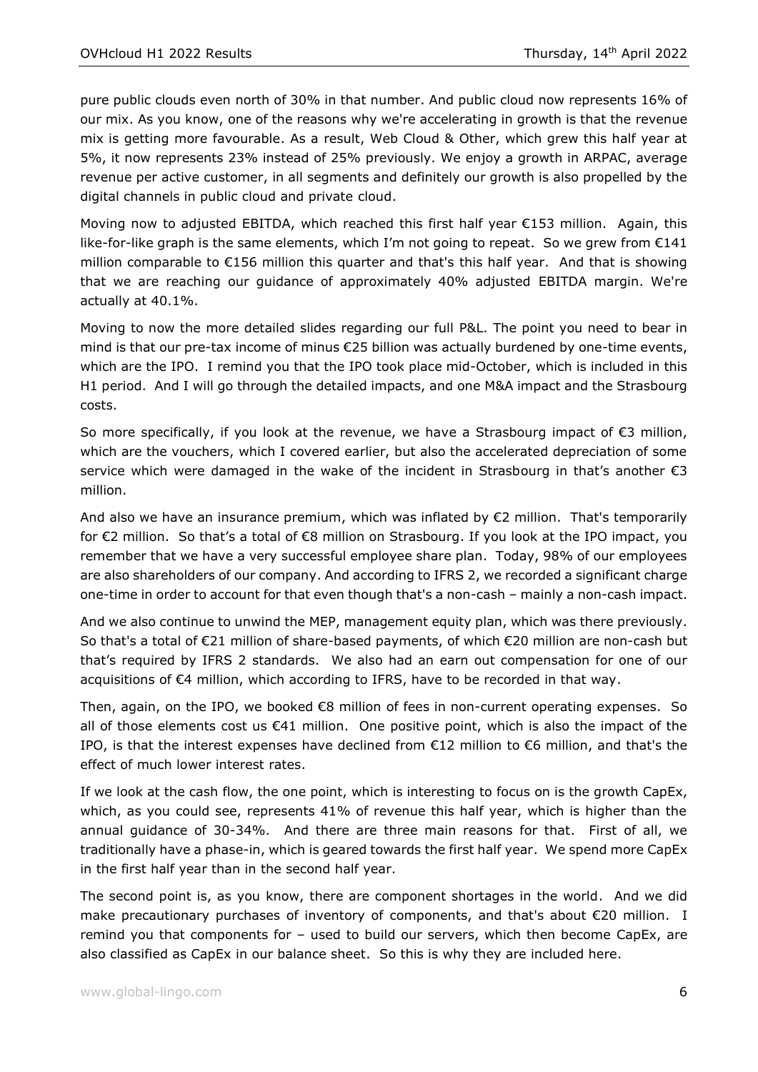pure public clouds even north of 30% in that number. And public cloud now represents 16% of our mix. As you know, one of the reasons why we're accelerating in growth is that the revenue mix is getting more favourable. As a result, Web Cloud & Other, which grew this half year at 5%, it now represents 23% instead of 25% previously. We enjoy a growth in ARPAC, average revenue per active customer, in all segments and definitely our growth is also propelled by the digital channels in public cloud and private cloud.

Moving now to adjusted EBITDA, which reached this first half year €153 million. Again, this like-for-like graph is the same elements, which I'm not going to repeat. So we grew from €141 million comparable to €156 million this quarter and that's this half year. And that is showing that we are reaching our guidance of approximately 40% adjusted EBITDA margin. We're actually at 40.1%.

Moving to now the more detailed slides regarding our full P&L. The point you need to bear in mind is that our pre-tax income of minus €25 billion was actually burdened by one-time events, which are the IPO. I remind you that the IPO took place mid-October, which is included in this H1 period. And I will go through the detailed impacts, and one M&A impact and the Strasbourg costs.

So more specifically, if you look at the revenue, we have a Strasbourg impact of €3 million, which are the vouchers, which I covered earlier, but also the accelerated depreciation of some service which were damaged in the wake of the incident in Strasbourg in that's another €3 million.

And also we have an insurance premium, which was inflated by €2 million. That's temporarily for €2 million. So that's a total of €8 million on Strasbourg. If you look at the IPO impact, you remember that we have a very successful employee share plan. Today, 98% of our employees are also shareholders of our company. And according to IFRS 2, we recorded a significant charge one-time in order to account for that even though that's a non-cash – mainly a non-cash impact.

And we also continue to unwind the MEP, management equity plan, which was there previously. So that's a total of €21 million of share-based payments, of which €20 million are non-cash but that's required by IFRS 2 standards. We also had an earn out compensation for one of our acquisitions of €4 million, which according to IFRS, have to be recorded in that way.

Then, again, on the IPO, we booked €8 million of fees in non-current operating expenses. So all of those elements cost us €41 million. One positive point, which is also the impact of the IPO, is that the interest expenses have declined from €12 million to €6 million, and that's the effect of much lower interest rates.

If we look at the cash flow, the one point, which is interesting to focus on is the growth CapEx, which, as you could see, represents 41% of revenue this half year, which is higher than the annual guidance of 30-34%. And there are three main reasons for that. First of all, we traditionally have a phase-in, which is geared towards the first half year. We spend more CapEx in the first half year than in the second half year.

The second point is, as you know, there are component shortages in the world. And we did make precautionary purchases of inventory of components, and that's about €20 million. I remind you that components for – used to build our servers, which then become CapEx, are also classified as CapEx in our balance sheet. So this is why they are included here.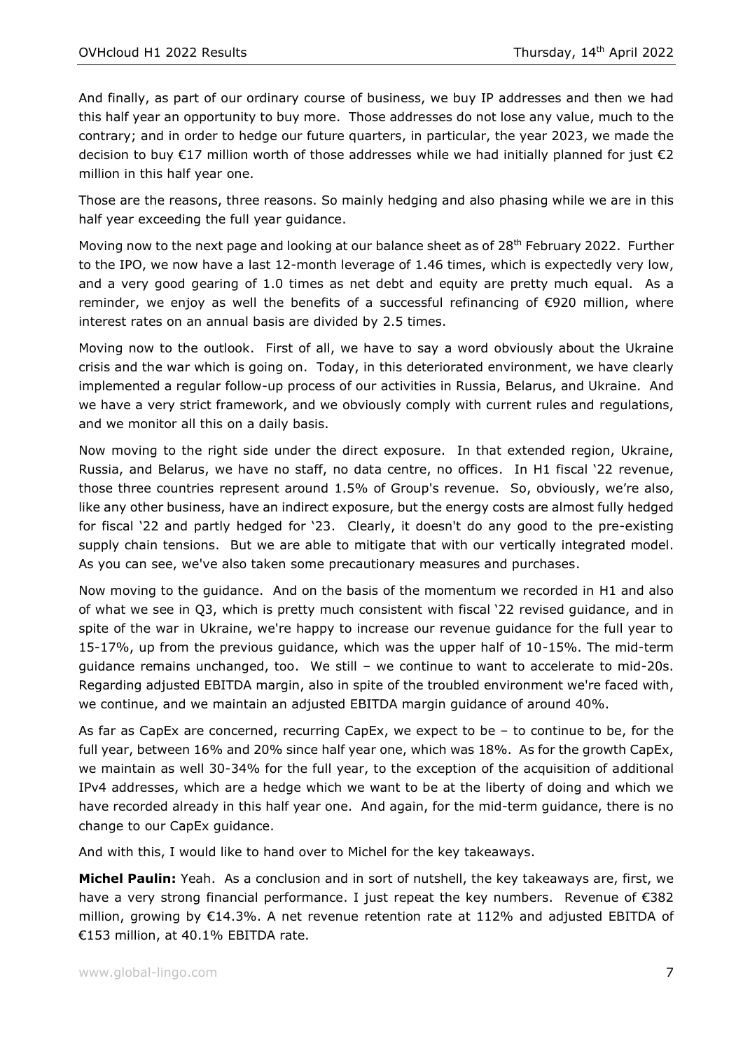And finally, as part of our ordinary course of business, we buy IP addresses and then we had this half year an opportunity to buy more. Those addresses do not lose any value, much to the contrary; and in order to hedge our future quarters, in particular, the year 2023, we made the decision to buy €17 million worth of those addresses while we had initially planned for just €2 million in this half year one.

Those are the reasons, three reasons. So mainly hedging and also phasing while we are in this half year exceeding the full year guidance.

Moving now to the next page and looking at our balance sheet as of 28th February 2022. Further to the IPO, we now have a last 12-month leverage of 1.46 times, which is expectedly very low, and a very good gearing of 1.0 times as net debt and equity are pretty much equal. As a reminder, we enjoy as well the benefits of a successful refinancing of €920 million, where interest rates on an annual basis are divided by 2.5 times.

Moving now to the outlook. First of all, we have to say a word obviously about the Ukraine crisis and the war which is going on. Today, in this deteriorated environment, we have clearly implemented a regular follow-up process of our activities in Russia, Belarus, and Ukraine. And we have a very strict framework, and we obviously comply with current rules and regulations, and we monitor all this on a daily basis.

Now moving to the right side under the direct exposure. In that extended region, Ukraine, Russia, and Belarus, we have no staff, no data centre, no offices. In H1 fiscal '22 revenue, those three countries represent around 1.5% of Group's revenue. So, obviously, we're also, like any other business, have an indirect exposure, but the energy costs are almost fully hedged for fiscal '22 and partly hedged for '23. Clearly, it doesn't do any good to the pre-existing supply chain tensions. But we are able to mitigate that with our vertically integrated model. As you can see, we've also taken some precautionary measures and purchases.

Now moving to the guidance. And on the basis of the momentum we recorded in H1 and also of what we see in Q3, which is pretty much consistent with fiscal '22 revised guidance, and in spite of the war in Ukraine, we're happy to increase our revenue guidance for the full year to 15-17%, up from the previous guidance, which was the upper half of 10-15%. The mid-term guidance remains unchanged, too. We still – we continue to want to accelerate to mid-20s. Regarding adjusted EBITDA margin, also in spite of the troubled environment we're faced with, we continue, and we maintain an adjusted EBITDA margin guidance of around 40%.

As far as CapEx are concerned, recurring CapEx, we expect to be – to continue to be, for the full year, between 16% and 20% since half year one, which was 18%. As for the growth CapEx, we maintain as well 30-34% for the full year, to the exception of the acquisition of additional IPv4 addresses, which are a hedge which we want to be at the liberty of doing and which we have recorded already in this half year one. And again, for the mid-term guidance, there is no change to our CapEx guidance.

And with this, I would like to hand over to Michel for the key takeaways.

**Michel Paulin:** Yeah. As a conclusion and in sort of nutshell, the key takeaways are, first, we have a very strong financial performance. I just repeat the key numbers. Revenue of €382 million, growing by €14.3%. A net revenue retention rate at 112% and adjusted EBITDA of €153 million, at 40.1% EBITDA rate.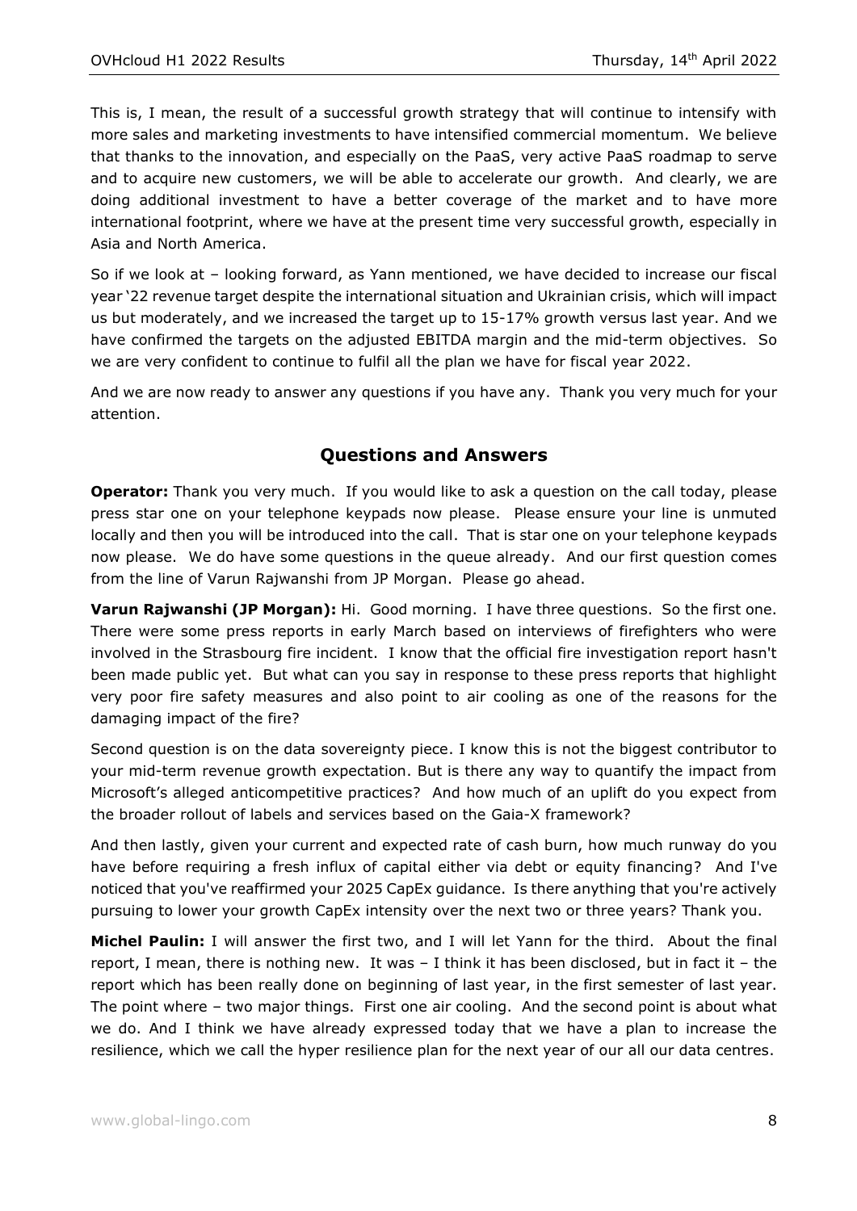This is, I mean, the result of a successful growth strategy that will continue to intensify with more sales and marketing investments to have intensified commercial momentum. We believe that thanks to the innovation, and especially on the PaaS, very active PaaS roadmap to serve and to acquire new customers, we will be able to accelerate our growth. And clearly, we are doing additional investment to have a better coverage of the market and to have more international footprint, where we have at the present time very successful growth, especially in Asia and North America.

So if we look at – looking forward, as Yann mentioned, we have decided to increase our fiscal year '22 revenue target despite the international situation and Ukrainian crisis, which will impact us but moderately, and we increased the target up to 15-17% growth versus last year. And we have confirmed the targets on the adjusted EBITDA margin and the mid-term objectives. So we are very confident to continue to fulfil all the plan we have for fiscal year 2022.

And we are now ready to answer any questions if you have any. Thank you very much for your attention.

## Questions and Answers

**Operator:** Thank you very much. If you would like to ask a question on the call today, please press star one on your telephone keypads now please. Please ensure your line is unmuted locally and then you will be introduced into the call. That is star one on your telephone keypads now please. We do have some questions in the queue already. And our first question comes from the line of Varun Rajwanshi from JP Morgan. Please go ahead.

**Varun Rajwanshi (JP Morgan):** Hi. Good morning. I have three questions. So the first one. There were some press reports in early March based on interviews of firefighters who were involved in the Strasbourg fire incident. I know that the official fire investigation report hasn't been made public yet. But what can you say in response to these press reports that highlight very poor fire safety measures and also point to air cooling as one of the reasons for the damaging impact of the fire?

Second question is on the data sovereignty piece. I know this is not the biggest contributor to your mid-term revenue growth expectation. But is there any way to quantify the impact from Microsoft's alleged anticompetitive practices? And how much of an uplift do you expect from the broader rollout of labels and services based on the Gaia-X framework?

And then lastly, given your current and expected rate of cash burn, how much runway do you have before requiring a fresh influx of capital either via debt or equity financing? And I've noticed that you've reaffirmed your 2025 CapEx guidance. Is there anything that you're actively pursuing to lower your growth CapEx intensity over the next two or three years? Thank you.

**Michel Paulin:** I will answer the first two, and I will let Yann for the third. About the final report, I mean, there is nothing new. It was – I think it has been disclosed, but in fact it – the report which has been really done on beginning of last year, in the first semester of last year. The point where – two major things. First one air cooling. And the second point is about what we do. And I think we have already expressed today that we have a plan to increase the resilience, which we call the hyper resilience plan for the next year of our all our data centres.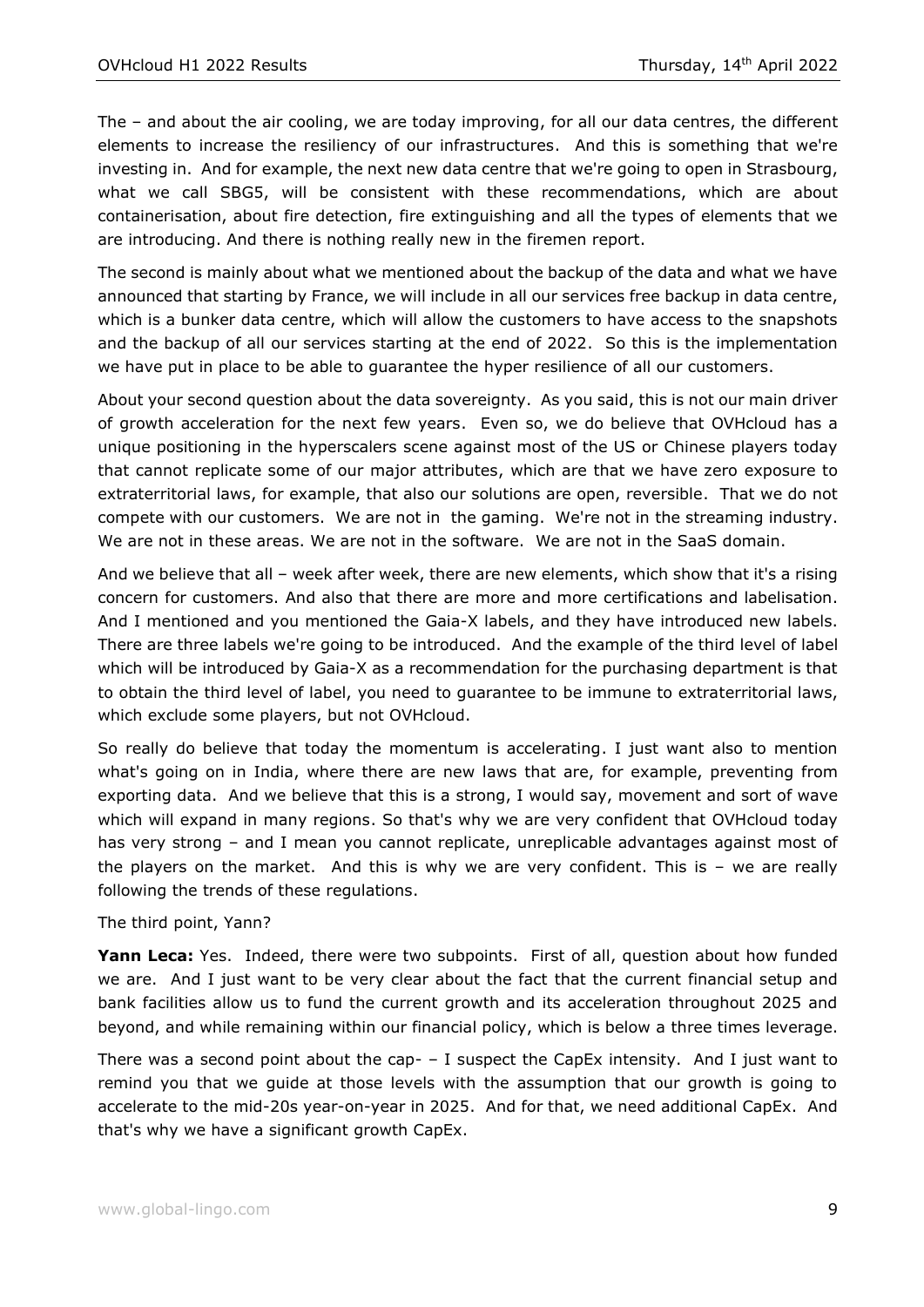The – and about the air cooling, we are today improving, for all our data centres, the different elements to increase the resiliency of our infrastructures. And this is something that we're investing in. And for example, the next new data centre that we're going to open in Strasbourg, what we call SBG5, will be consistent with these recommendations, which are about containerisation, about fire detection, fire extinguishing and all the types of elements that we are introducing. And there is nothing really new in the firemen report.

The second is mainly about what we mentioned about the backup of the data and what we have announced that starting by France, we will include in all our services free backup in data centre, which is a bunker data centre, which will allow the customers to have access to the snapshots and the backup of all our services starting at the end of 2022. So this is the implementation we have put in place to be able to guarantee the hyper resilience of all our customers.

About your second question about the data sovereignty. As you said, this is not our main driver of growth acceleration for the next few years. Even so, we do believe that OVHcloud has a unique positioning in the hyperscalers scene against most of the US or Chinese players today that cannot replicate some of our major attributes, which are that we have zero exposure to extraterritorial laws, for example, that also our solutions are open, reversible. That we do not compete with our customers. We are not in the gaming. We're not in the streaming industry. We are not in these areas. We are not in the software. We are not in the SaaS domain.

And we believe that all – week after week, there are new elements, which show that it's a rising concern for customers. And also that there are more and more certifications and labelisation. And I mentioned and you mentioned the Gaia-X labels, and they have introduced new labels. There are three labels we're going to be introduced. And the example of the third level of label which will be introduced by Gaia-X as a recommendation for the purchasing department is that to obtain the third level of label, you need to guarantee to be immune to extraterritorial laws, which exclude some players, but not OVHcloud.

So really do believe that today the momentum is accelerating. I just want also to mention what's going on in India, where there are new laws that are, for example, preventing from exporting data. And we believe that this is a strong, I would say, movement and sort of wave which will expand in many regions. So that's why we are very confident that OVHcloud today has very strong – and I mean you cannot replicate, unreplicable advantages against most of the players on the market. And this is why we are very confident. This is – we are really following the trends of these regulations.

The third point, Yann?

**Yann Leca:** Yes. Indeed, there were two subpoints. First of all, question about how funded we are. And I just want to be very clear about the fact that the current financial setup and bank facilities allow us to fund the current growth and its acceleration throughout 2025 and beyond, and while remaining within our financial policy, which is below a three times leverage.

There was a second point about the cap- – I suspect the CapEx intensity. And I just want to remind you that we guide at those levels with the assumption that our growth is going to accelerate to the mid-20s year-on-year in 2025. And for that, we need additional CapEx. And that's why we have a significant growth CapEx.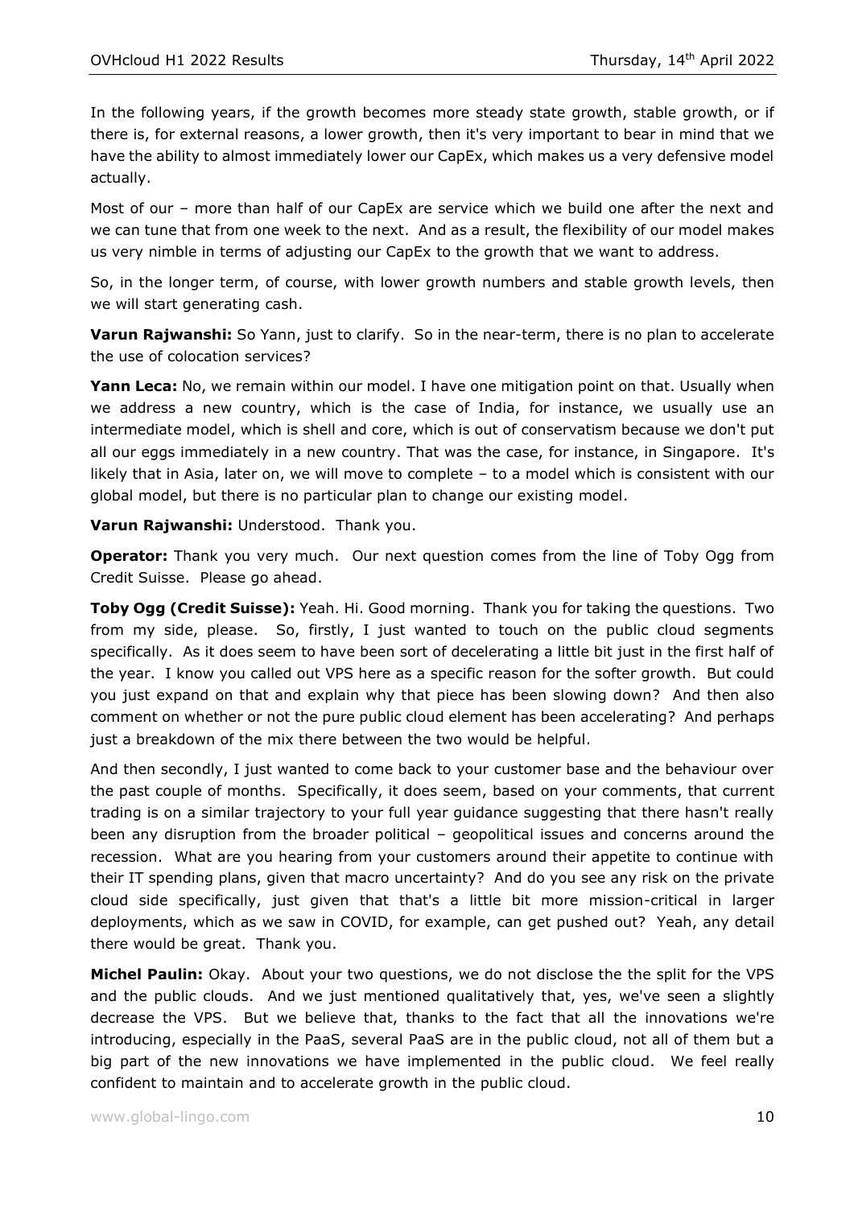In the following years, if the growth becomes more steady state growth, stable growth, or if there is, for external reasons, a lower growth, then it's very important to bear in mind that we have the ability to almost immediately lower our CapEx, which makes us a very defensive model actually.

Most of our – more than half of our CapEx are service which we build one after the next and we can tune that from one week to the next. And as a result, the flexibility of our model makes us very nimble in terms of adjusting our CapEx to the growth that we want to address.

So, in the longer term, of course, with lower growth numbers and stable growth levels, then we will start generating cash.

**Varun Rajwanshi:** So Yann, just to clarify. So in the near-term, there is no plan to accelerate the use of colocation services?

**Yann Leca:** No, we remain within our model. I have one mitigation point on that. Usually when we address a new country, which is the case of India, for instance, we usually use an intermediate model, which is shell and core, which is out of conservatism because we don't put all our eggs immediately in a new country. That was the case, for instance, in Singapore. It's likely that in Asia, later on, we will move to complete – to a model which is consistent with our global model, but there is no particular plan to change our existing model.

**Varun Rajwanshi:** Understood. Thank you.

**Operator:** Thank you very much. Our next question comes from the line of Toby Ogg from Credit Suisse. Please go ahead.

**Toby Ogg (Credit Suisse):** Yeah. Hi. Good morning. Thank you for taking the questions. Two from my side, please. So, firstly, I just wanted to touch on the public cloud segments specifically. As it does seem to have been sort of decelerating a little bit just in the first half of the year. I know you called out VPS here as a specific reason for the softer growth. But could you just expand on that and explain why that piece has been slowing down? And then also comment on whether or not the pure public cloud element has been accelerating? And perhaps just a breakdown of the mix there between the two would be helpful.

And then secondly, I just wanted to come back to your customer base and the behaviour over the past couple of months. Specifically, it does seem, based on your comments, that current trading is on a similar trajectory to your full year guidance suggesting that there hasn't really been any disruption from the broader political – geopolitical issues and concerns around the recession. What are you hearing from your customers around their appetite to continue with their IT spending plans, given that macro uncertainty? And do you see any risk on the private cloud side specifically, just given that that's a little bit more mission-critical in larger deployments, which as we saw in COVID, for example, can get pushed out? Yeah, any detail there would be great. Thank you.

**Michel Paulin:** Okay. About your two questions, we do not disclose the the split for the VPS and the public clouds. And we just mentioned qualitatively that, yes, we've seen a slightly decrease the VPS. But we believe that, thanks to the fact that all the innovations we're introducing, especially in the PaaS, several PaaS are in the public cloud, not all of them but a big part of the new innovations we have implemented in the public cloud. We feel really confident to maintain and to accelerate growth in the public cloud.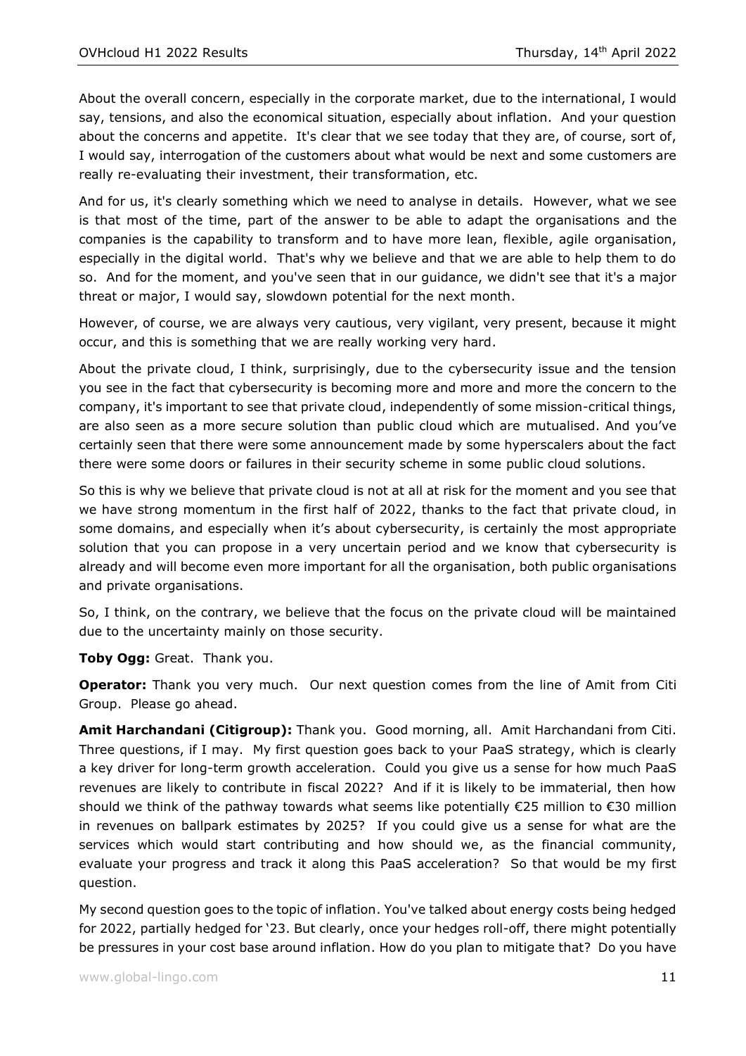About the overall concern, especially in the corporate market, due to the international, I would say, tensions, and also the economical situation, especially about inflation. And your question about the concerns and appetite. It's clear that we see today that they are, of course, sort of, I would say, interrogation of the customers about what would be next and some customers are really re-evaluating their investment, their transformation, etc.

And for us, it's clearly something which we need to analyse in details. However, what we see is that most of the time, part of the answer to be able to adapt the organisations and the companies is the capability to transform and to have more lean, flexible, agile organisation, especially in the digital world. That's why we believe and that we are able to help them to do so. And for the moment, and you've seen that in our guidance, we didn't see that it's a major threat or major, I would say, slowdown potential for the next month.

However, of course, we are always very cautious, very vigilant, very present, because it might occur, and this is something that we are really working very hard.

About the private cloud, I think, surprisingly, due to the cybersecurity issue and the tension you see in the fact that cybersecurity is becoming more and more and more the concern to the company, it's important to see that private cloud, independently of some mission-critical things, are also seen as a more secure solution than public cloud which are mutualised. And you've certainly seen that there were some announcement made by some hyperscalers about the fact there were some doors or failures in their security scheme in some public cloud solutions.

So this is why we believe that private cloud is not at all at risk for the moment and you see that we have strong momentum in the first half of 2022, thanks to the fact that private cloud, in some domains, and especially when it's about cybersecurity, is certainly the most appropriate solution that you can propose in a very uncertain period and we know that cybersecurity is already and will become even more important for all the organisation, both public organisations and private organisations.

So, I think, on the contrary, we believe that the focus on the private cloud will be maintained due to the uncertainty mainly on those security.

**Toby Ogg:** Great. Thank you.

**Operator:** Thank you very much. Our next question comes from the line of Amit from Citi Group. Please go ahead.

**Amit Harchandani (Citigroup):** Thank you. Good morning, all. Amit Harchandani from Citi. Three questions, if I may. My first question goes back to your PaaS strategy, which is clearly a key driver for long-term growth acceleration. Could you give us a sense for how much PaaS revenues are likely to contribute in fiscal 2022? And if it is likely to be immaterial, then how should we think of the pathway towards what seems like potentially €25 million to €30 million in revenues on ballpark estimates by 2025? If you could give us a sense for what are the services which would start contributing and how should we, as the financial community, evaluate your progress and track it along this PaaS acceleration? So that would be my first question.

My second question goes to the topic of inflation. You've talked about energy costs being hedged for 2022, partially hedged for '23. But clearly, once your hedges roll-off, there might potentially be pressures in your cost base around inflation. How do you plan to mitigate that? Do you have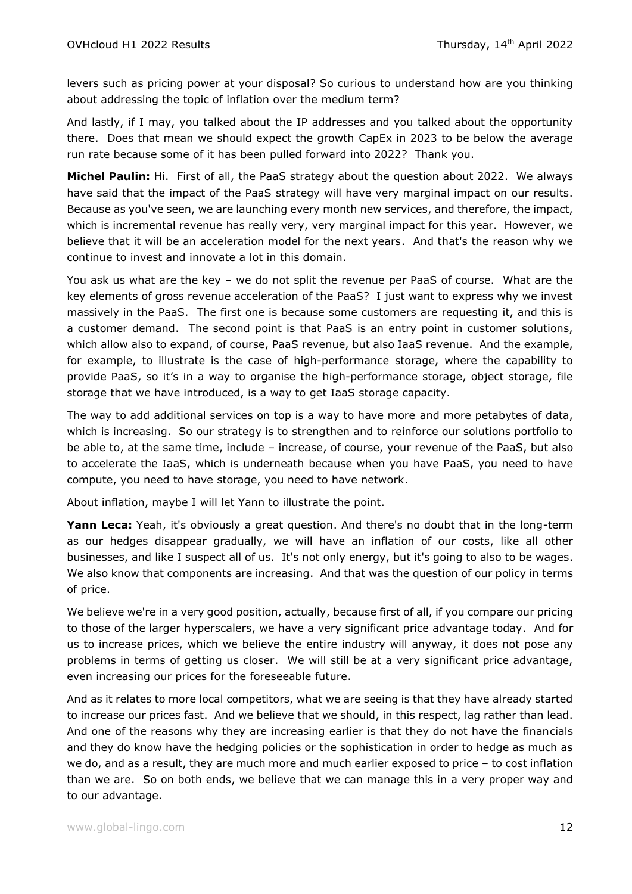levers such as pricing power at your disposal? So curious to understand how are you thinking about addressing the topic of inflation over the medium term?

And lastly, if I may, you talked about the IP addresses and you talked about the opportunity there. Does that mean we should expect the growth CapEx in 2023 to be below the average run rate because some of it has been pulled forward into 2022? Thank you.

**Michel Paulin:** Hi. First of all, the PaaS strategy about the question about 2022. We always have said that the impact of the PaaS strategy will have very marginal impact on our results. Because as you've seen, we are launching every month new services, and therefore, the impact, which is incremental revenue has really very, very marginal impact for this year. However, we believe that it will be an acceleration model for the next years. And that's the reason why we continue to invest and innovate a lot in this domain.

You ask us what are the key – we do not split the revenue per PaaS of course. What are the key elements of gross revenue acceleration of the PaaS? I just want to express why we invest massively in the PaaS. The first one is because some customers are requesting it, and this is a customer demand. The second point is that PaaS is an entry point in customer solutions, which allow also to expand, of course, PaaS revenue, but also IaaS revenue. And the example, for example, to illustrate is the case of high-performance storage, where the capability to provide PaaS, so it's in a way to organise the high-performance storage, object storage, file storage that we have introduced, is a way to get IaaS storage capacity.

The way to add additional services on top is a way to have more and more petabytes of data, which is increasing. So our strategy is to strengthen and to reinforce our solutions portfolio to be able to, at the same time, include – increase, of course, your revenue of the PaaS, but also to accelerate the IaaS, which is underneath because when you have PaaS, you need to have compute, you need to have storage, you need to have network.

About inflation, maybe I will let Yann to illustrate the point.

**Yann Leca:** Yeah, it's obviously a great question. And there's no doubt that in the long-term as our hedges disappear gradually, we will have an inflation of our costs, like all other businesses, and like I suspect all of us. It's not only energy, but it's going to also to be wages. We also know that components are increasing. And that was the question of our policy in terms of price.

We believe we're in a very good position, actually, because first of all, if you compare our pricing to those of the larger hyperscalers, we have a very significant price advantage today. And for us to increase prices, which we believe the entire industry will anyway, it does not pose any problems in terms of getting us closer. We will still be at a very significant price advantage, even increasing our prices for the foreseeable future.

And as it relates to more local competitors, what we are seeing is that they have already started to increase our prices fast. And we believe that we should, in this respect, lag rather than lead. And one of the reasons why they are increasing earlier is that they do not have the financials and they do know have the hedging policies or the sophistication in order to hedge as much as we do, and as a result, they are much more and much earlier exposed to price – to cost inflation than we are. So on both ends, we believe that we can manage this in a very proper way and to our advantage.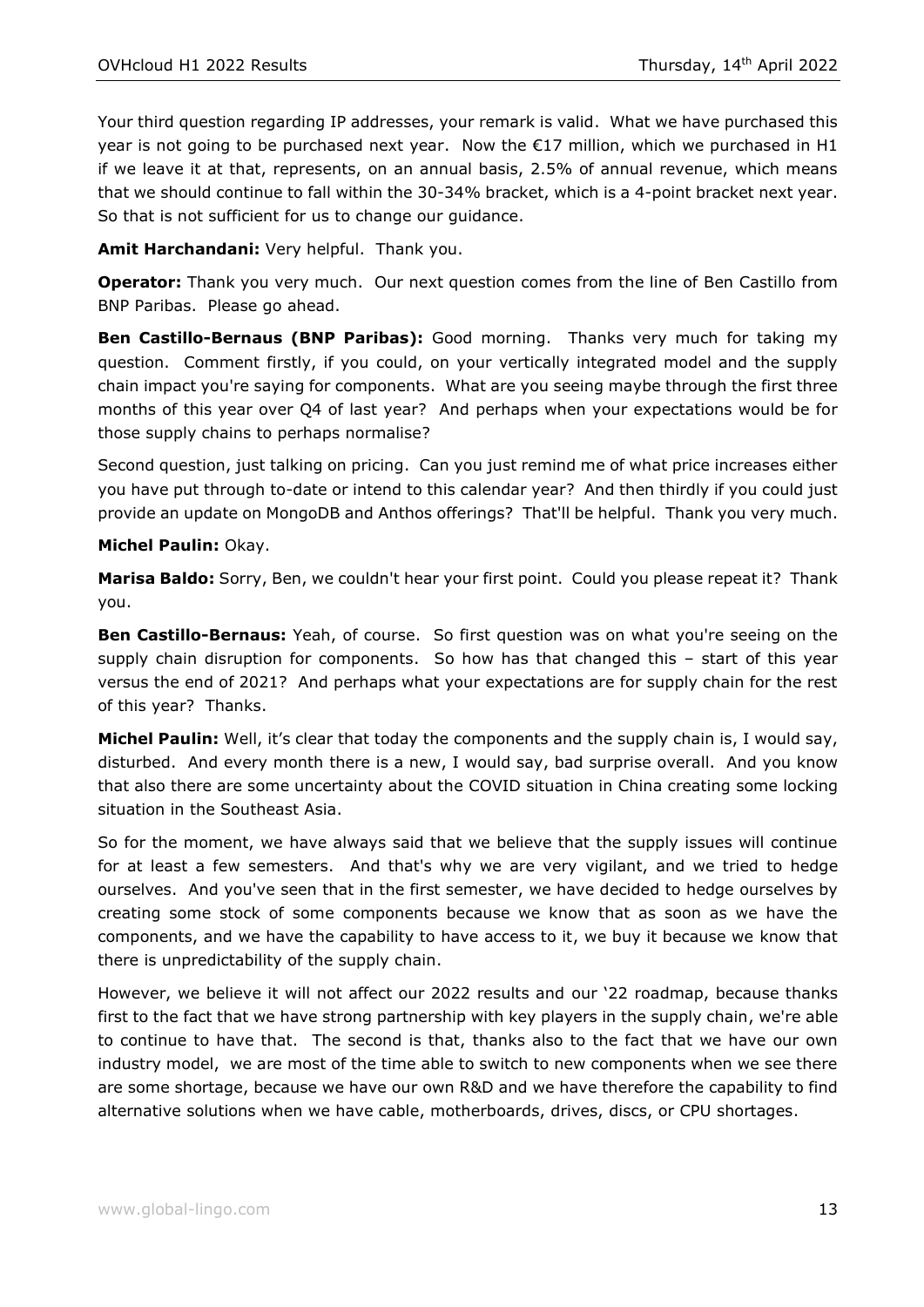Your third question regarding IP addresses, your remark is valid. What we have purchased this year is not going to be purchased next year. Now the €17 million, which we purchased in H1 if we leave it at that, represents, on an annual basis, 2.5% of annual revenue, which means that we should continue to fall within the 30-34% bracket, which is a 4-point bracket next year. So that is not sufficient for us to change our guidance.

**Amit Harchandani:** Very helpful. Thank you.

**Operator:** Thank you very much. Our next question comes from the line of Ben Castillo from BNP Paribas. Please go ahead.

**Ben Castillo-Bernaus (BNP Paribas):** Good morning. Thanks very much for taking my question. Comment firstly, if you could, on your vertically integrated model and the supply chain impact you're saying for components. What are you seeing maybe through the first three months of this year over Q4 of last year? And perhaps when your expectations would be for those supply chains to perhaps normalise?

Second question, just talking on pricing. Can you just remind me of what price increases either you have put through to-date or intend to this calendar year? And then thirdly if you could just provide an update on MongoDB and Anthos offerings? That'll be helpful. Thank you very much.

**Michel Paulin:** Okay.

**Marisa Baldo:** Sorry, Ben, we couldn't hear your first point. Could you please repeat it? Thank you.

**Ben Castillo-Bernaus:** Yeah, of course. So first question was on what you're seeing on the supply chain disruption for components. So how has that changed this – start of this year versus the end of 2021? And perhaps what your expectations are for supply chain for the rest of this year? Thanks.

**Michel Paulin:** Well, it's clear that today the components and the supply chain is, I would say, disturbed. And every month there is a new, I would say, bad surprise overall. And you know that also there are some uncertainty about the COVID situation in China creating some locking situation in the Southeast Asia.

So for the moment, we have always said that we believe that the supply issues will continue for at least a few semesters. And that's why we are very vigilant, and we tried to hedge ourselves. And you've seen that in the first semester, we have decided to hedge ourselves by creating some stock of some components because we know that as soon as we have the components, and we have the capability to have access to it, we buy it because we know that there is unpredictability of the supply chain.

However, we believe it will not affect our 2022 results and our '22 roadmap, because thanks first to the fact that we have strong partnership with key players in the supply chain, we're able to continue to have that. The second is that, thanks also to the fact that we have our own industry model, we are most of the time able to switch to new components when we see there are some shortage, because we have our own R&D and we have therefore the capability to find alternative solutions when we have cable, motherboards, drives, discs, or CPU shortages.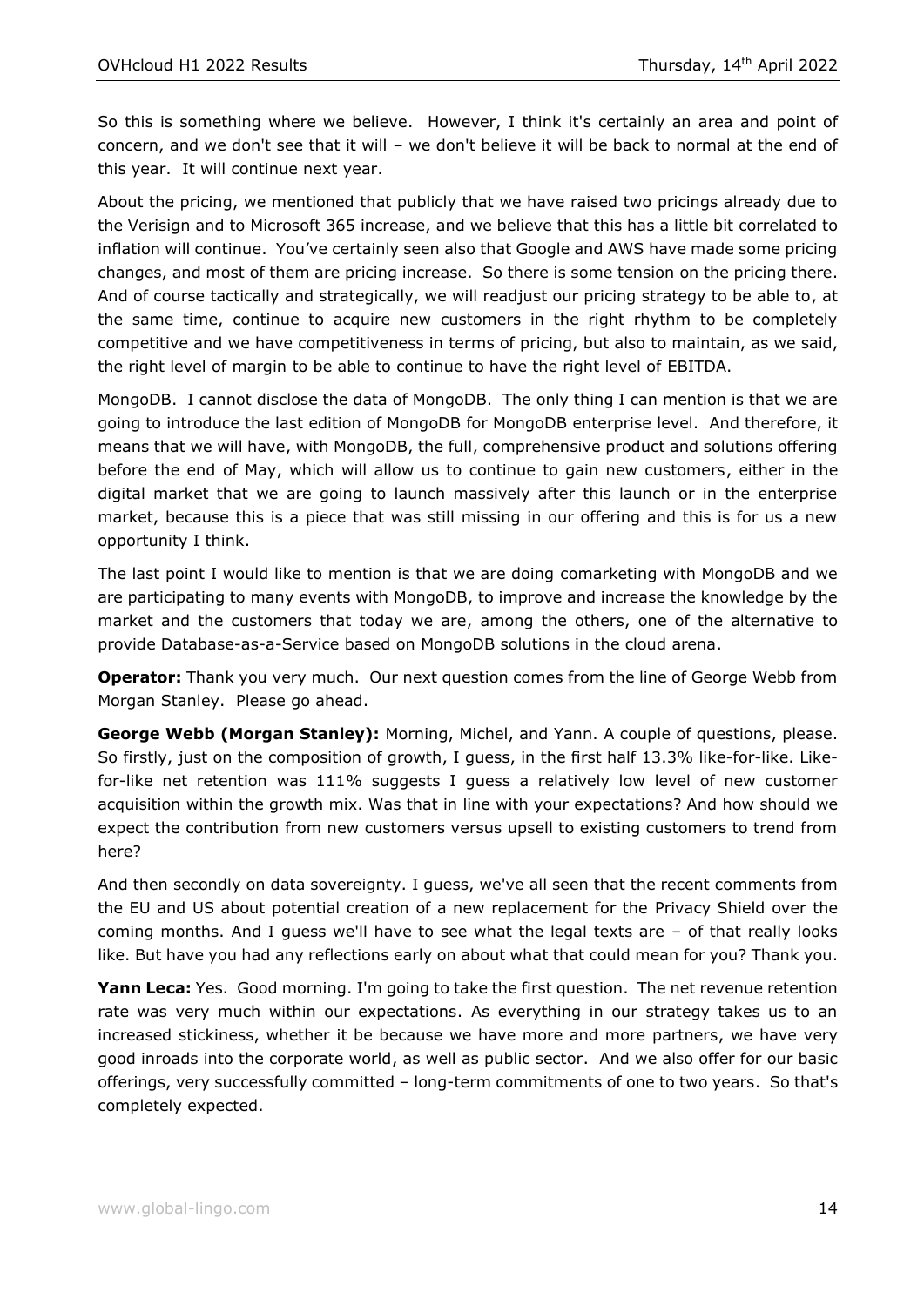So this is something where we believe. However, I think it's certainly an area and point of concern, and we don't see that it will – we don't believe it will be back to normal at the end of this year. It will continue next year.

About the pricing, we mentioned that publicly that we have raised two pricings already due to the Verisign and to Microsoft 365 increase, and we believe that this has a little bit correlated to inflation will continue. You've certainly seen also that Google and AWS have made some pricing changes, and most of them are pricing increase. So there is some tension on the pricing there. And of course tactically and strategically, we will readjust our pricing strategy to be able to, at the same time, continue to acquire new customers in the right rhythm to be completely competitive and we have competitiveness in terms of pricing, but also to maintain, as we said, the right level of margin to be able to continue to have the right level of EBITDA.

MongoDB. I cannot disclose the data of MongoDB. The only thing I can mention is that we are going to introduce the last edition of MongoDB for MongoDB enterprise level. And therefore, it means that we will have, with MongoDB, the full, comprehensive product and solutions offering before the end of May, which will allow us to continue to gain new customers, either in the digital market that we are going to launch massively after this launch or in the enterprise market, because this is a piece that was still missing in our offering and this is for us a new opportunity I think.

The last point I would like to mention is that we are doing comarketing with MongoDB and we are participating to many events with MongoDB, to improve and increase the knowledge by the market and the customers that today we are, among the others, one of the alternative to provide Database-as-a-Service based on MongoDB solutions in the cloud arena.

**Operator:** Thank you very much. Our next question comes from the line of George Webb from Morgan Stanley. Please go ahead.

**George Webb (Morgan Stanley):** Morning, Michel, and Yann. A couple of questions, please. So firstly, just on the composition of growth, I guess, in the first half 13.3% like-for-like. Like-for-like net retention was 111% suggests I guess a relatively low level of new customer acquisition within the growth mix. Was that in line with your expectations? And how should we expect the contribution from new customers versus upsell to existing customers to trend from here?

And then secondly on data sovereignty. I guess, we've all seen that the recent comments from the EU and US about potential creation of a new replacement for the Privacy Shield over the coming months. And I guess we'll have to see what the legal texts are – of that really looks like. But have you had any reflections early on about what that could mean for you? Thank you.

**Yann Leca:** Yes. Good morning. I'm going to take the first question. The net revenue retention rate was very much within our expectations. As everything in our strategy takes us to an increased stickiness, whether it be because we have more and more partners, we have very good inroads into the corporate world, as well as public sector. And we also offer for our basic offerings, very successfully committed – long-term commitments of one to two years. So that's completely expected.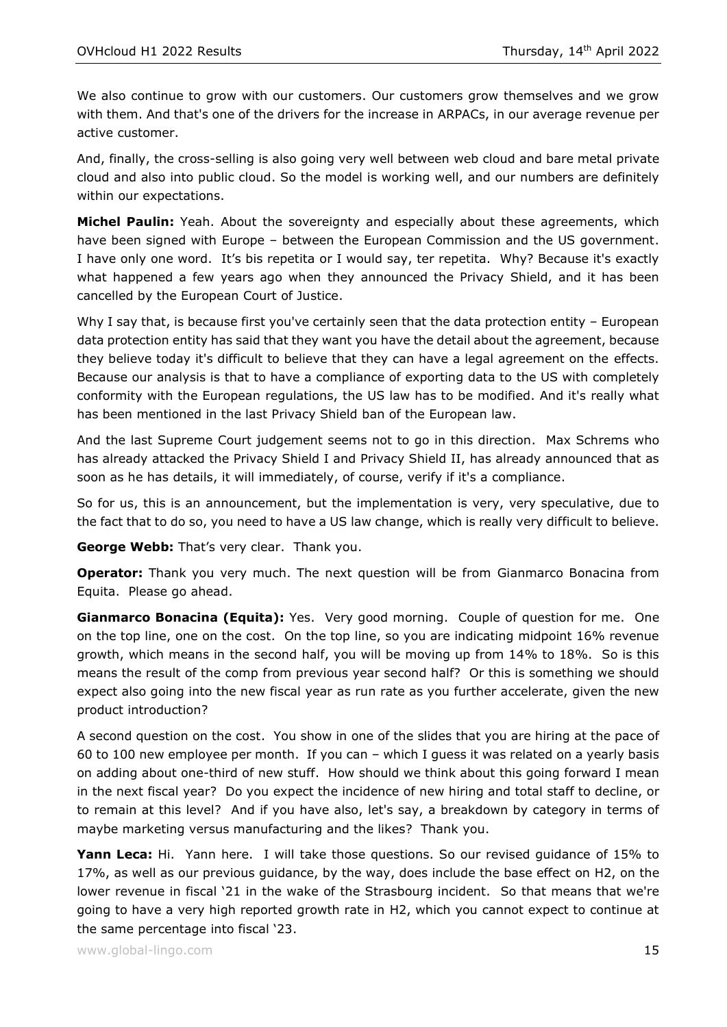We also continue to grow with our customers. Our customers grow themselves and we grow with them. And that's one of the drivers for the increase in ARPACs, in our average revenue per active customer.

And, finally, the cross-selling is also going very well between web cloud and bare metal private cloud and also into public cloud. So the model is working well, and our numbers are definitely within our expectations.

**Michel Paulin:** Yeah. About the sovereignty and especially about these agreements, which have been signed with Europe – between the European Commission and the US government. I have only one word. It's bis repetita or I would say, ter repetita. Why? Because it's exactly what happened a few years ago when they announced the Privacy Shield, and it has been cancelled by the European Court of Justice.

Why I say that, is because first you've certainly seen that the data protection entity – European data protection entity has said that they want you have the detail about the agreement, because they believe today it's difficult to believe that they can have a legal agreement on the effects. Because our analysis is that to have a compliance of exporting data to the US with completely conformity with the European regulations, the US law has to be modified. And it's really what has been mentioned in the last Privacy Shield ban of the European law.

And the last Supreme Court judgement seems not to go in this direction. Max Schrems who has already attacked the Privacy Shield I and Privacy Shield II, has already announced that as soon as he has details, it will immediately, of course, verify if it's a compliance.

So for us, this is an announcement, but the implementation is very, very speculative, due to the fact that to do so, you need to have a US law change, which is really very difficult to believe.

**George Webb:** That's very clear. Thank you.

**Operator:** Thank you very much. The next question will be from Gianmarco Bonacina from Equita. Please go ahead.

**Gianmarco Bonacina (Equita):** Yes. Very good morning. Couple of question for me. One on the top line, one on the cost. On the top line, so you are indicating midpoint 16% revenue growth, which means in the second half, you will be moving up from 14% to 18%. So is this means the result of the comp from previous year second half? Or this is something we should expect also going into the new fiscal year as run rate as you further accelerate, given the new product introduction?

A second question on the cost. You show in one of the slides that you are hiring at the pace of 60 to 100 new employee per month. If you can – which I guess it was related on a yearly basis on adding about one-third of new stuff. How should we think about this going forward I mean in the next fiscal year? Do you expect the incidence of new hiring and total staff to decline, or to remain at this level? And if you have also, let's say, a breakdown by category in terms of maybe marketing versus manufacturing and the likes? Thank you.

**Yann Leca:** Hi. Yann here. I will take those questions. So our revised guidance of 15% to 17%, as well as our previous guidance, by the way, does include the base effect on H2, on the lower revenue in fiscal '21 in the wake of the Strasbourg incident. So that means that we're going to have a very high reported growth rate in H2, which you cannot expect to continue at the same percentage into fiscal '23.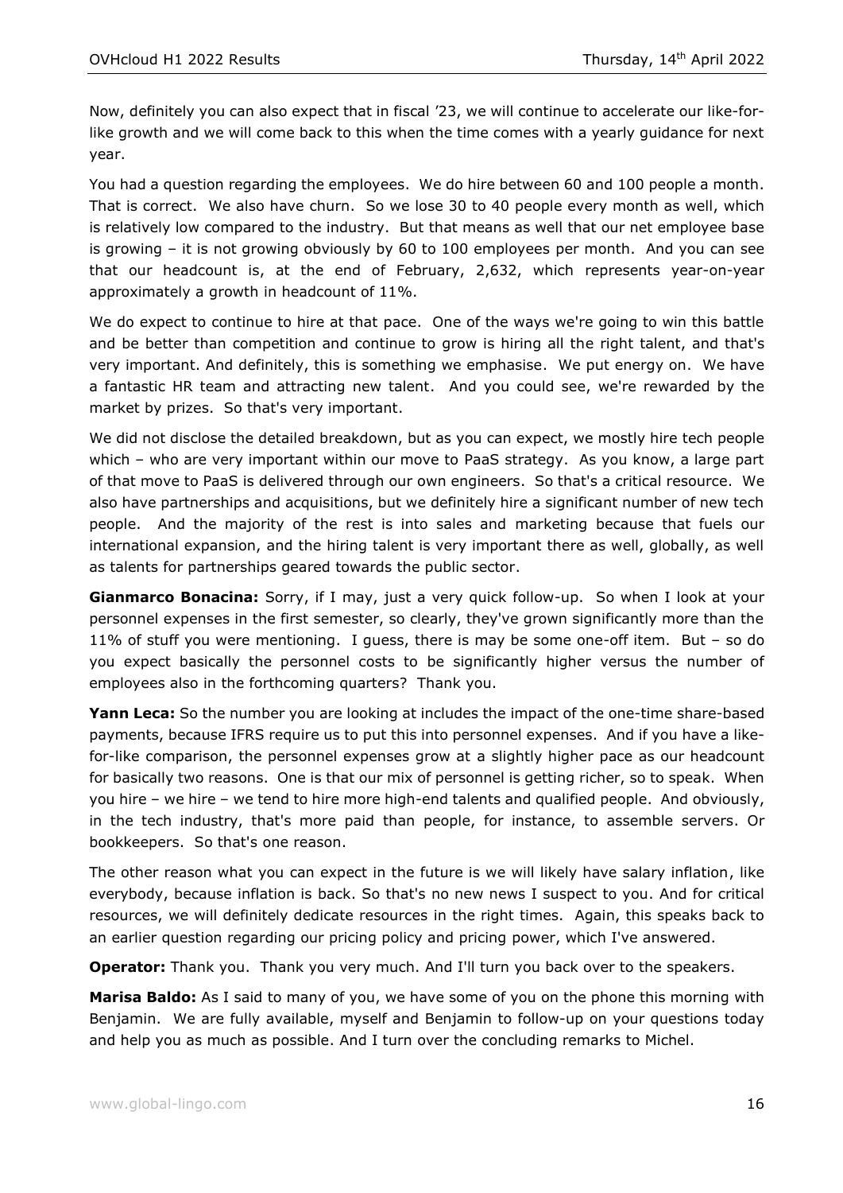Now, definitely you can also expect that in fiscal ’23, we will continue to accelerate our like-for-like growth and we will come back to this when the time comes with a yearly guidance for next year.

You had a question regarding the employees. We do hire between 60 and 100 people a month. That is correct. We also have churn. So we lose 30 to 40 people every month as well, which is relatively low compared to the industry. But that means as well that our net employee base is growing – it is not growing obviously by 60 to 100 employees per month. And you can see that our headcount is, at the end of February, 2,632, which represents year-on-year approximately a growth in headcount of 11%.

We do expect to continue to hire at that pace. One of the ways we're going to win this battle and be better than competition and continue to grow is hiring all the right talent, and that's very important. And definitely, this is something we emphasise. We put energy on. We have a fantastic HR team and attracting new talent. And you could see, we're rewarded by the market by prizes. So that's very important.

We did not disclose the detailed breakdown, but as you can expect, we mostly hire tech people which – who are very important within our move to PaaS strategy. As you know, a large part of that move to PaaS is delivered through our own engineers. So that's a critical resource. We also have partnerships and acquisitions, but we definitely hire a significant number of new tech people. And the majority of the rest is into sales and marketing because that fuels our international expansion, and the hiring talent is very important there as well, globally, as well as talents for partnerships geared towards the public sector.

**Gianmarco Bonacina:** Sorry, if I may, just a very quick follow-up. So when I look at your personnel expenses in the first semester, so clearly, they've grown significantly more than the 11% of stuff you were mentioning. I guess, there is may be some one-off item. But – so do you expect basically the personnel costs to be significantly higher versus the number of employees also in the forthcoming quarters? Thank you.

**Yann Leca:** So the number you are looking at includes the impact of the one-time share-based payments, because IFRS require us to put this into personnel expenses. And if you have a like-for-like comparison, the personnel expenses grow at a slightly higher pace as our headcount for basically two reasons. One is that our mix of personnel is getting richer, so to speak. When you hire – we hire – we tend to hire more high-end talents and qualified people. And obviously, in the tech industry, that's more paid than people, for instance, to assemble servers. Or bookkeepers. So that's one reason.

The other reason what you can expect in the future is we will likely have salary inflation, like everybody, because inflation is back. So that's no new news I suspect to you. And for critical resources, we will definitely dedicate resources in the right times. Again, this speaks back to an earlier question regarding our pricing policy and pricing power, which I've answered.

**Operator:** Thank you. Thank you very much. And I'll turn you back over to the speakers.

**Marisa Baldo:** As I said to many of you, we have some of you on the phone this morning with Benjamin. We are fully available, myself and Benjamin to follow-up on your questions today and help you as much as possible. And I turn over the concluding remarks to Michel.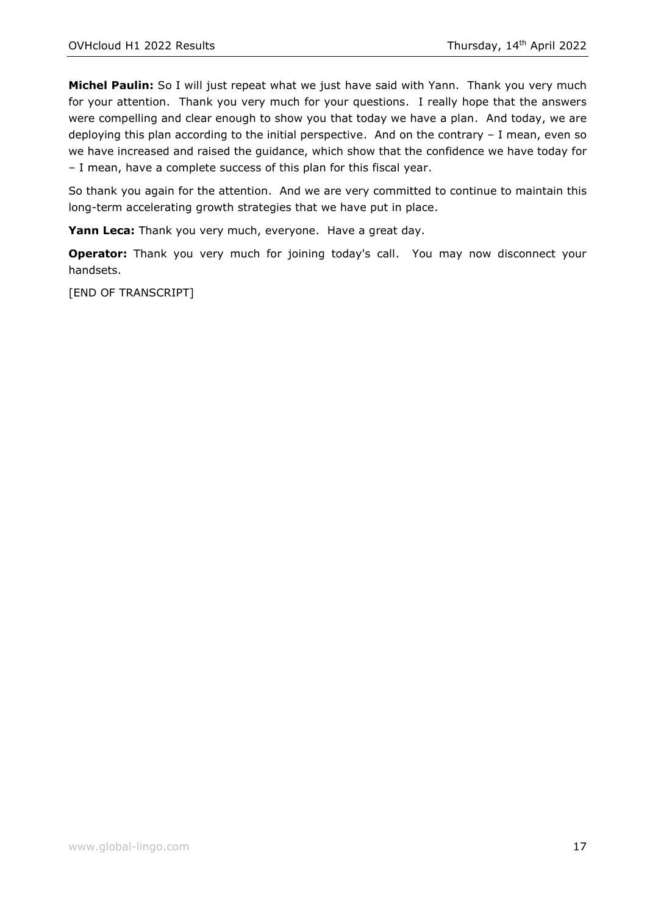**Michel Paulin:** So I will just repeat what we just have said with Yann. Thank you very much for your attention. Thank you very much for your questions. I really hope that the answers were compelling and clear enough to show you that today we have a plan. And today, we are deploying this plan according to the initial perspective. And on the contrary – I mean, even so we have increased and raised the guidance, which show that the confidence we have today for – I mean, have a complete success of this plan for this fiscal year.

So thank you again for the attention. And we are very committed to continue to maintain this long-term accelerating growth strategies that we have put in place.

**Yann Leca:** Thank you very much, everyone. Have a great day.

**Operator:** Thank you very much for joining today's call. You may now disconnect your handsets.

[END OF TRANSCRIPT]